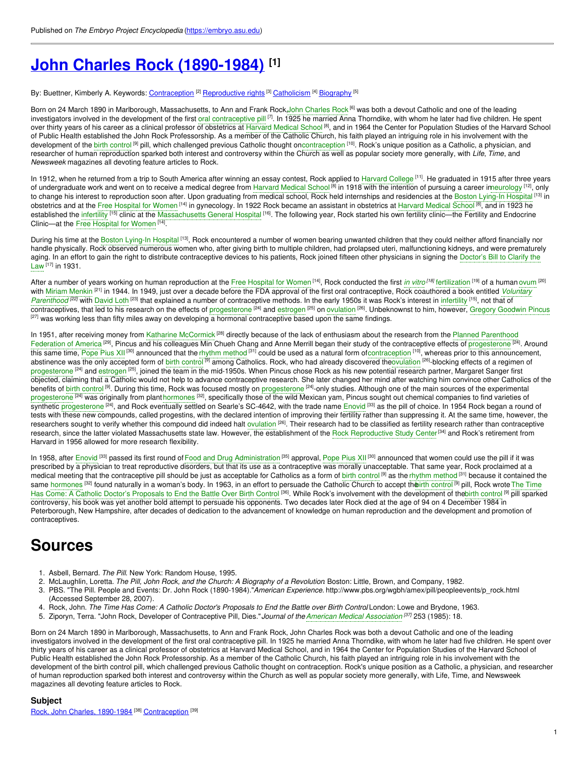Published on *The Embryo Project Encyclopedia* (https://embryo.asu.edu)

# John Charles Rock (1890-1984) [1]

By: Buettner, Kimberly A. Keywords: Contraception [2] Reproductive rights [3] Catholicism [4] Biography [5]

Born on 24 March 1890 in Marlborough, Massachusetts, to Ann and Frank Rock, John Charles Rock [6] was both a devout Catholic and one of the leading investigators involved in the development of the first oral contraceptive pill [7]. In 1925 he married Anna Thorndike, with whom he later had five children. He spent over thirty years of his career as a clinical professor of obstetrics at Harvard Medical School [8], and in 1964 the Center for Population Studies of the Harvard School of Public Health established the John Rock Professorship. As a member of the Catholic Church, his faith played an intriguing role in his involvement with the development of the birth control [9] pill, which challenged previous Catholic thought on contraception [10]. Rock's unique position as a Catholic, a physician, and researcher of human reproduction sparked both interest and controversy within the Church as well as popular society more generally, with *Life*, *Time*, and *Newsweek* magazines all devoting feature articles to Rock.

In 1912, when he returned from a trip to South America after winning an essay contest, Rock applied to Harvard College [11]. He graduated in 1915 after three years of undergraduate work and went on to receive a medical degree from Harvard Medical School [8] in 1918 with the intention of pursuing a career in neurology [12], only to change his interest to reproduction soon after. Upon graduating from medical school, Rock held internships and residencies at the Boston Lying-In Hospital [13] in obstetrics and at the Free Hospital for Women [14] in gynecology. In 1922 Rock became an assistant in obstetrics at Harvard Medical School [8], and in 1923 he established the infertility [15] clinic at the Massachusetts General Hospital [16]. The following year, Rock started his own fertility clinic—the Fertility and Endocrine Clinic—at the Free Hospital for Women [14].

During his time at the Boston Lying-In Hospital [13], Rock encountered a number of women bearing unwanted children that they could neither afford financially nor handle physically. Rock observed numerous women who, after giving birth to multiple children, had prolapsed uteri, malfunctioning kidneys, and were prematurely aging. In an effort to gain the right to distribute contraceptive devices to his patients, Rock joined fifteen other physicians in signing the Doctor's Bill to Clarify the Law [17] in 1931.

After a number of years working on human reproduction at the Free Hospital for Women [14], Rock conducted the first *in vitro* [18] fertilization [19] of a human ovum [20] with Miriam Menkin [21] in 1944. In 1949, just over a decade before the FDA approval of the first oral contraceptive, Rock coauthored a book entitled *Voluntary Parenthood* [22] with David Loth [23] that explained a number of contraceptive methods. In the early 1950s it was Rock's interest in infertility [15], not that of contraceptives, that led to his research on the effects of progesterone [24] and estrogen [25] on ovulation [26]. Unbeknownst to him, however, Gregory Goodwin Pincus [27] was working less than fifty miles away on developing a hormonal contraceptive based upon the same findings.

In 1951, after receiving money from Katharine McCormick [28] directly because of the lack of enthusiasm about the research from the Planned Parenthood Federation of America [29], Pincus and his colleagues Min Chueh Chang and Anne Merrill began their study of the contraceptive effects of progesterone [24]. Around this same time, Pope Pius XII [30] announced that the rhythm method [31] could be used as a natural form of contraception [10], whereas prior to this announcement, abstinence was the only accepted form of birth control [9] among Catholics. Rock, who had already discovered the ovulation [26]-blocking effects of a regimen of progesterone [24] and estrogen [25], joined the team in the mid-1950s. When Pincus chose Rock as his new potential research partner, Margaret Sanger first objected, claiming that a Catholic would not help to advance contraceptive research. She later changed her mind after watching him convince other Catholics of the benefits of birth control [9]. During this time, Rock was focused mostly on progesterone [24]-only studies. Although one of the main sources of the experimental progesterone [24] was originally from plant hormones [32], specifically those of the wild Mexican yam, Pincus sought out chemical companies to find varieties of synthetic progesterone [24], and Rock eventually settled on Searle's SC-4642, with the trade name Enovid [33] as the pill of choice. In 1954 Rock began a round of tests with these new compounds, called progestins, with the declared intention of improving their fertility rather than suppressing it. At the same time, however, the researchers sought to verify whether this compound did indeed halt ovulation [26]. Their research had to be classified as fertility research rather than contraceptive research, since the latter violated Massachusetts state law. However, the establishment of the Rock Reproductive Study Center [34] and Rock's retirement from Harvard in 1956 allowed for more research flexibility.

In 1958, after Enovid [33] passed its first round of Food and Drug Administration [35] approval, Pope Pius XII [30] announced that women could use the pill if it was prescribed by a physician to treat reproductive disorders, but that its use as a contraceptive was morally unacceptable. That same year, Rock proclaimed at a medical meeting that the contraceptive pill should be just as acceptable for Catholics as a form of birth control [9] as the rhythm method [31] because it contained the same hormones [32] found naturally in a woman's body. In 1963, in an effort to persuade the Catholic Church to accept the birth control [9] pill, Rock wrote The Time Has Come: A Catholic Doctor's Proposals to End the Battle Over Birth Control [36]. While Rock's involvement with the development of the birth control [9] pill sparked controversy, his book was yet another bold attempt to persuade his opponents. Two decades later Rock died at the age of 94 on 4 December 1984 in Peterborough, New Hampshire, after decades of dedication to the advancement of knowledge on human reproduction and the development and promotion of contraceptives.

# Sources

1. Asbell, Bernard. *The Pill*. New York: Random House, 1995.
2. McLaughlin, Loretta. *The Pill, John Rock, and the Church: A Biography of a Revolution*. Boston: Little, Brown, and Company, 1982.
3. PBS. "The Pill. People and Events: Dr. John Rock (1890-1984)." *American Experience*. http://www.pbs.org/wgbh/amex/pill/peopleevents/p_rock.html (Accessed September 28, 2007).
4. Rock, John. *The Time Has Come: A Catholic Doctor's Proposals to End the Battle over Birth Control*. London: Lowe and Brydone, 1963.
5. Ziporyn, Terra. "John Rock, Developer of Contraceptive Pill, Dies." *Journal of the American Medical Association* [37] 253 (1985): 18.

Born on 24 March 1890 in Marlborough, Massachusetts, to Ann and Frank Rock, John Charles Rock was both a devout Catholic and one of the leading investigators involved in the development of the first oral contraceptive pill. In 1925 he married Anna Thorndike, with whom he later had five children. He spent over thirty years of his career as a clinical professor of obstetrics at Harvard Medical School, and in 1964 the Center for Population Studies of the Harvard School of Public Health established the John Rock Professorship. As a member of the Catholic Church, his faith played an intriguing role in his involvement with the development of the birth control pill, which challenged previous Catholic thought on contraception. Rock's unique position as a Catholic, a physician, and researcher of human reproduction sparked both interest and controversy within the Church as well as popular society more generally, with Life, Time, and Newsweek magazines all devoting feature articles to Rock.

### Subject

Rock, John Charles, 1890-1984 [38] Contraception [39]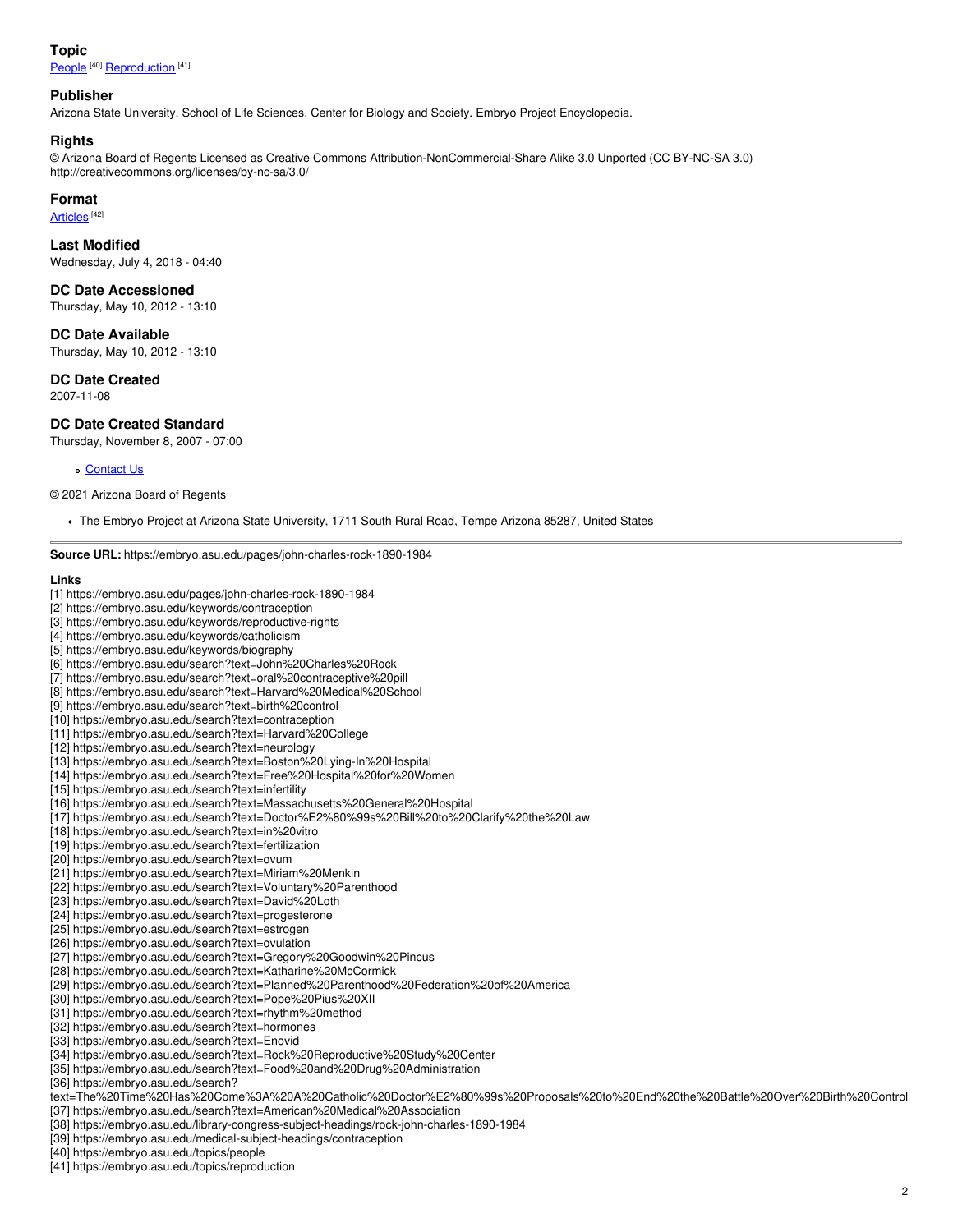### Topic

People [40] Reproduction [41]

### Publisher

Arizona State University. School of Life Sciences. Center for Biology and Society. Embryo Project Encyclopedia.

### Rights

© Arizona Board of Regents Licensed as Creative Commons Attribution-NonCommercial-Share Alike 3.0 Unported (CC BY-NC-SA 3.0) http://creativecommons.org/licenses/by-nc-sa/3.0/

### Format

Articles [42]

### Last Modified

Wednesday, July 4, 2018 - 04:40

### DC Date Accessioned

Thursday, May 10, 2012 - 13:10

### DC Date Available

Thursday, May 10, 2012 - 13:10

### DC Date Created

2007-11-08

### DC Date Created Standard

Thursday, November 8, 2007 - 07:00

- Contact Us

© 2021 Arizona Board of Regents

- The Embryo Project at Arizona State University, 1711 South Rural Road, Tempe Arizona 85287, United States

---

**Source URL:** https://embryo.asu.edu/pages/john-charles-rock-1890-1984

**Links**

[1] https://embryo.asu.edu/pages/john-charles-rock-1890-1984
[2] https://embryo.asu.edu/keywords/contraception
[3] https://embryo.asu.edu/keywords/reproductive-rights
[4] https://embryo.asu.edu/keywords/catholicism
[5] https://embryo.asu.edu/keywords/biography
[6] https://embryo.asu.edu/search?text=John%20Charles%20Rock
[7] https://embryo.asu.edu/search?text=oral%20contraceptive%20pill
[8] https://embryo.asu.edu/search?text=Harvard%20Medical%20School
[9] https://embryo.asu.edu/search?text=birth%20control
[10] https://embryo.asu.edu/search?text=contraception
[11] https://embryo.asu.edu/search?text=Harvard%20College
[12] https://embryo.asu.edu/search?text=neurology
[13] https://embryo.asu.edu/search?text=Boston%20Lying-In%20Hospital
[14] https://embryo.asu.edu/search?text=Free%20Hospital%20for%20Women
[15] https://embryo.asu.edu/search?text=infertility
[16] https://embryo.asu.edu/search?text=Massachusetts%20General%20Hospital
[17] https://embryo.asu.edu/search?text=Doctor%E2%80%99s%20Bill%20to%20Clarify%20the%20Law
[18] https://embryo.asu.edu/search?text=in%20vitro
[19] https://embryo.asu.edu/search?text=fertilization
[20] https://embryo.asu.edu/search?text=ovum
[21] https://embryo.asu.edu/search?text=Miriam%20Menkin
[22] https://embryo.asu.edu/search?text=Voluntary%20Parenthood
[23] https://embryo.asu.edu/search?text=David%20Loth
[24] https://embryo.asu.edu/search?text=progesterone
[25] https://embryo.asu.edu/search?text=estrogen
[26] https://embryo.asu.edu/search?text=ovulation
[27] https://embryo.asu.edu/search?text=Gregory%20Goodwin%20Pincus
[28] https://embryo.asu.edu/search?text=Katharine%20McCormick
[29] https://embryo.asu.edu/search?text=Planned%20Parenthood%20Federation%20of%20America
[30] https://embryo.asu.edu/search?text=Pope%20Pius%20XII
[31] https://embryo.asu.edu/search?text=rhythm%20method
[32] https://embryo.asu.edu/search?text=hormones
[33] https://embryo.asu.edu/search?text=Enovid
[34] https://embryo.asu.edu/search?text=Rock%20Reproductive%20Study%20Center
[35] https://embryo.asu.edu/search?text=Food%20and%20Drug%20Administration
[36] https://embryo.asu.edu/search?text=The%20Time%20Has%20Come%3A%20A%20Catholic%20Doctor%E2%80%99s%20Proposals%20to%20End%20the%20Battle%20Over%20Birth%20Control
[37] https://embryo.asu.edu/search?text=American%20Medical%20Association
[38] https://embryo.asu.edu/library-congress-subject-headings/rock-john-charles-1890-1984
[39] https://embryo.asu.edu/medical-subject-headings/contraception
[40] https://embryo.asu.edu/topics/people
[41] https://embryo.asu.edu/topics/reproduction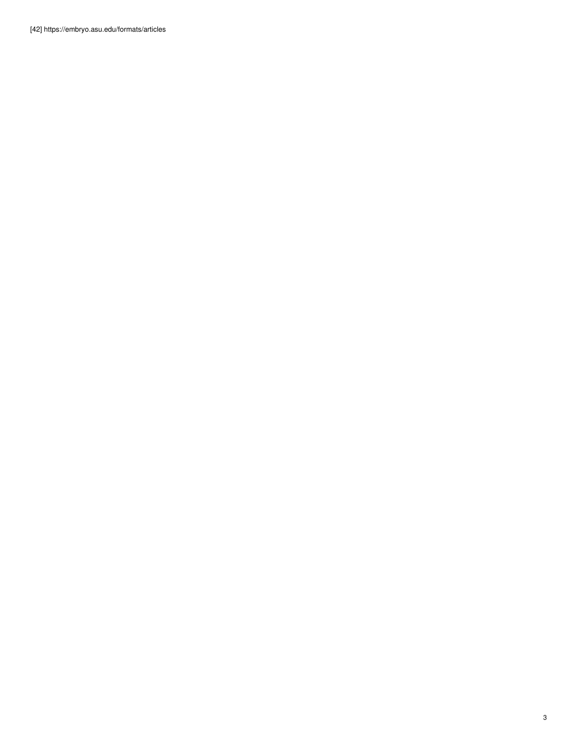[42] https://embryo.asu.edu/formats/articles